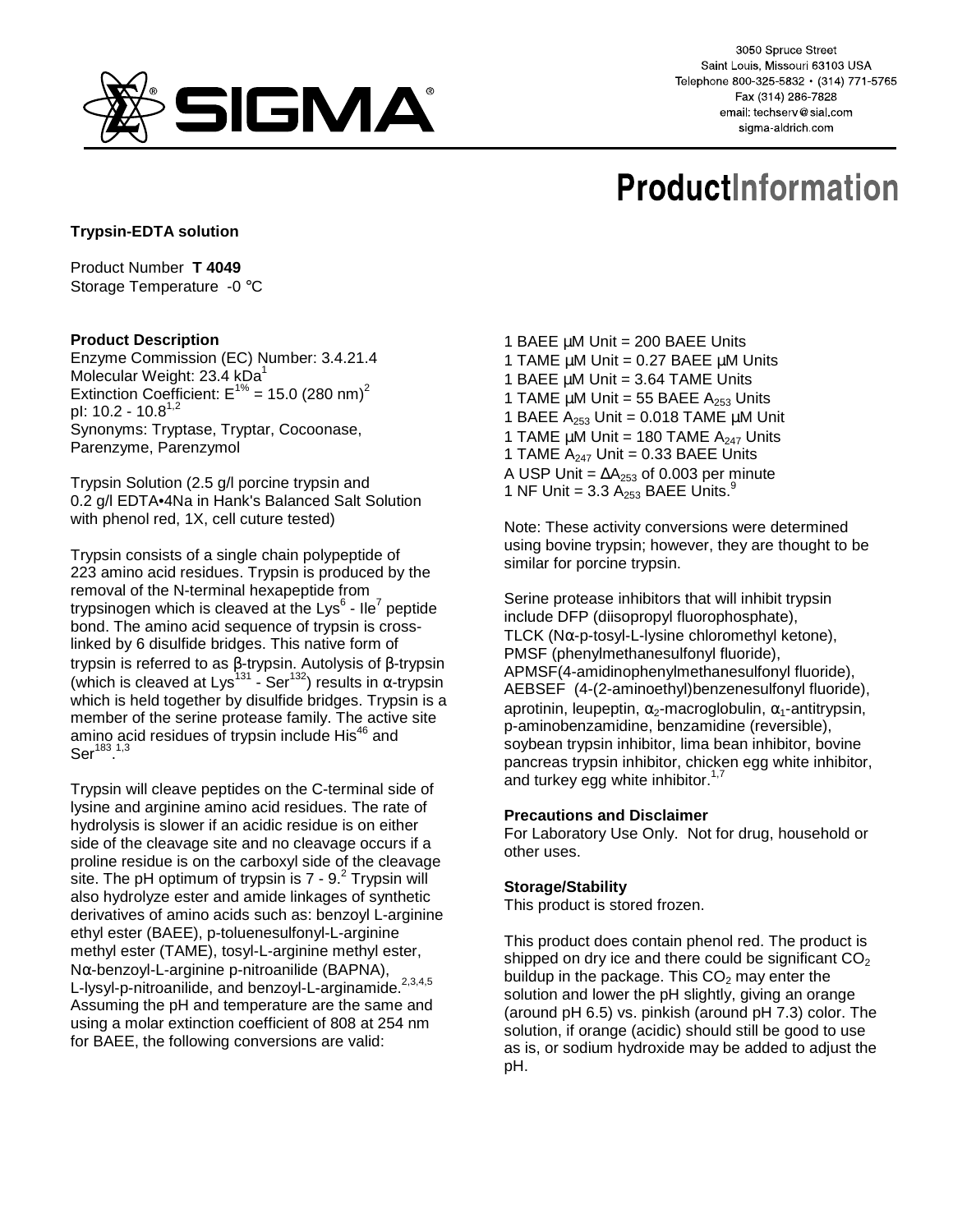3050 Spruce Street
Saint Louis, Missouri 63103 USA
Telephone 800-325-5832 • (314) 771-5765
Fax (314) 286-7828
email: techserv@sial.com
sigma-aldrich.com

# ProductInformation

**Trypsin-EDTA solution**

Product Number **T 4049**
Storage Temperature -0 °C

### Product Description

Enzyme Commission (EC) Number: 3.4.21.4
Molecular Weight: 23.4 kDa[1]
Extinction Coefficient: $E^{1\%}$ = 15.0 (280 nm)[2]
pI: 10.2 - 10.8[1,2]
Synonyms: Tryptase, Tryptar, Cocoonase, Parenzyme, Parenzymol

Trypsin Solution (2.5 g/l porcine trypsin and 0.2 g/l EDTA•4Na in Hank's Balanced Salt Solution with phenol red, 1X, cell cuture tested)

Trypsin consists of a single chain polypeptide of 223 amino acid residues. Trypsin is produced by the removal of the N-terminal hexapeptide from trypsinogen which is cleaved at the $Lys^6$ - $Ile^7$ peptide bond. The amino acid sequence of trypsin is cross-linked by 6 disulfide bridges. This native form of trypsin is referred to as β-trypsin. Autolysis of β-trypsin (which is cleaved at $Lys^{131}$ - $Ser^{132}$) results in α-trypsin which is held together by disulfide bridges. Trypsin is a member of the serine protease family. The active site amino acid residues of trypsin include $His^{46}$ and $Ser^{183}$.[1,3]

Trypsin will cleave peptides on the C-terminal side of lysine and arginine amino acid residues. The rate of hydrolysis is slower if an acidic residue is on either side of the cleavage site and no cleavage occurs if a proline residue is on the carboxyl side of the cleavage site. The pH optimum of trypsin is 7 - 9.[2] Trypsin will also hydrolyze ester and amide linkages of synthetic derivatives of amino acids such as: benzoyl L-arginine ethyl ester (BAEE), p-toluenesulfonyl-L-arginine methyl ester (TAME), tosyl-L-arginine methyl ester, Nα-benzoyl-L-arginine p-nitroanilide (BAPNA), L-lysyl-p-nitroanilide, and benzoyl-L-arginamide.[2,3,4,5] Assuming the pH and temperature are the same and using a molar extinction coefficient of 808 at 254 nm for BAEE, the following conversions are valid:

1 BAEE µM Unit = 200 BAEE Units
1 TAME µM Unit = 0.27 BAEE µM Units
1 BAEE µM Unit = 3.64 TAME Units
1 TAME µM Unit = 55 BAEE $A_{253}$ Units
1 BAEE $A_{253}$ Unit = 0.018 TAME µM Unit
1 TAME µM Unit = 180 TAME $A_{247}$ Units
1 TAME $A_{247}$ Unit = 0.33 BAEE Units
A USP Unit = $\Delta A_{253}$ of 0.003 per minute
1 NF Unit = 3.3 $A_{253}$ BAEE Units.[9]

Note: These activity conversions were determined using bovine trypsin; however, they are thought to be similar for porcine trypsin.

Serine protease inhibitors that will inhibit trypsin include DFP (diisopropyl fluorophosphate), TLCK (Nα-p-tosyl-L-lysine chloromethyl ketone), PMSF (phenylmethanesulfonyl fluoride), APMSF(4-amidinophenylmethanesulfonyl fluoride), AEBSEF (4-(2-aminoethyl)benzenesulfonyl fluoride), aprotinin, leupeptin, $\alpha_2$-macroglobulin, $\alpha_1$-antitrypsin, p-aminobenzamidine, benzamidine (reversible), soybean trypsin inhibitor, lima bean inhibitor, bovine pancreas trypsin inhibitor, chicken egg white inhibitor, and turkey egg white inhibitor.[1,7]

### Precautions and Disclaimer

For Laboratory Use Only. Not for drug, household or other uses.

### Storage/Stability

This product is stored frozen.

This product does contain phenol red. The product is shipped on dry ice and there could be significant $CO_2$ buildup in the package. This $CO_2$ may enter the solution and lower the pH slightly, giving an orange (around pH 6.5) vs. pinkish (around pH 7.3) color. The solution, if orange (acidic) should still be good to use as is, or sodium hydroxide may be added to adjust the pH.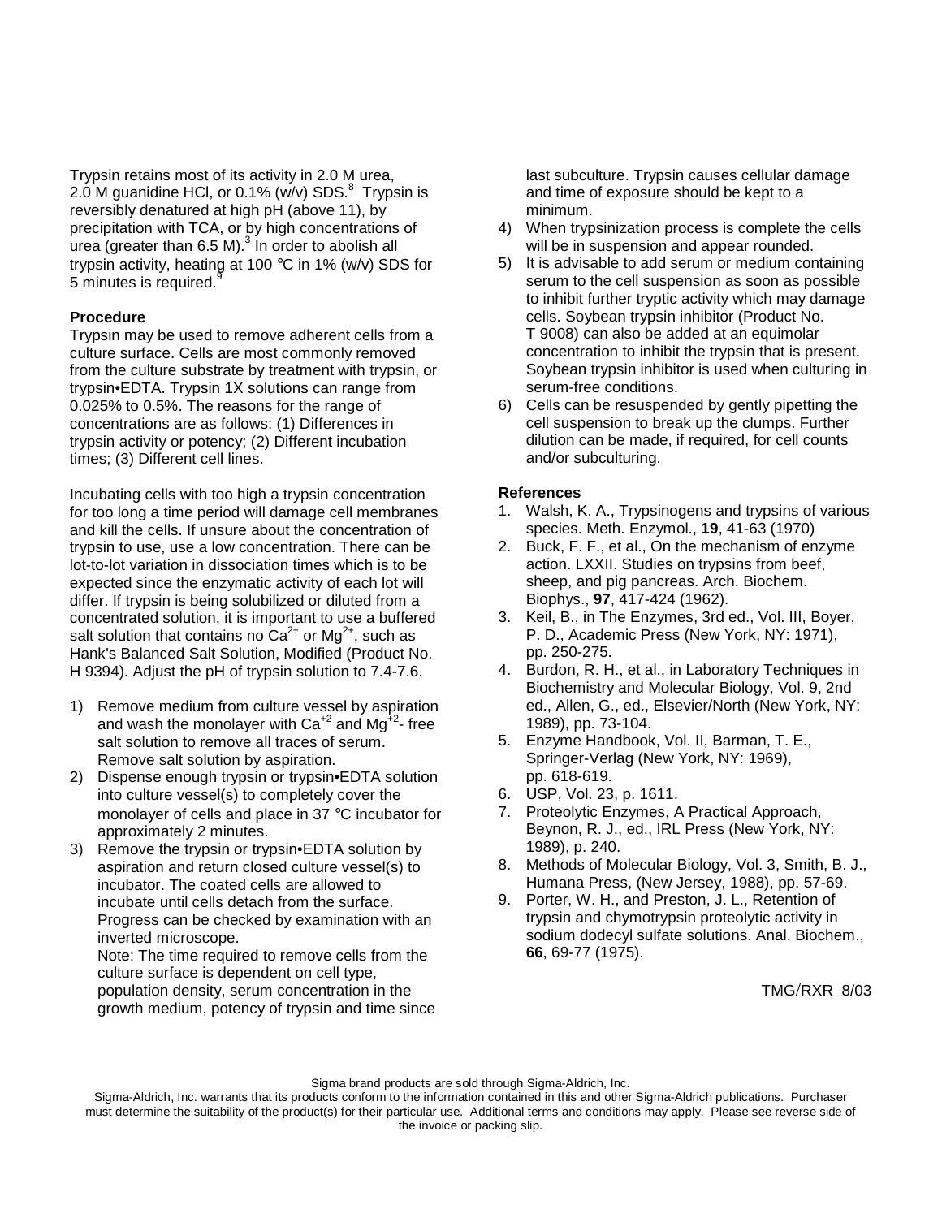Trypsin retains most of its activity in 2.0 M urea, 2.0 M guanidine HCl, or 0.1% (w/v) SDS.[8] Trypsin is reversibly denatured at high pH (above 11), by precipitation with TCA, or by high concentrations of urea (greater than 6.5 M).[3] In order to abolish all trypsin activity, heating at 100 °C in 1% (w/v) SDS for 5 minutes is required.[9]

**Procedure**

Trypsin may be used to remove adherent cells from a culture surface. Cells are most commonly removed from the culture substrate by treatment with trypsin, or trypsin•EDTA. Trypsin 1X solutions can range from 0.025% to 0.5%. The reasons for the range of concentrations are as follows: (1) Differences in trypsin activity or potency; (2) Different incubation times; (3) Different cell lines.

Incubating cells with too high a trypsin concentration for too long a time period will damage cell membranes and kill the cells. If unsure about the concentration of trypsin to use, use a low concentration. There can be lot-to-lot variation in dissociation times which is to be expected since the enzymatic activity of each lot will differ. If trypsin is being solubilized or diluted from a concentrated solution, it is important to use a buffered salt solution that contains no $Ca^{2+}$ or $Mg^{2+}$, such as Hank's Balanced Salt Solution, Modified (Product No. H 9394). Adjust the pH of trypsin solution to 7.4-7.6.

1) Remove medium from culture vessel by aspiration and wash the monolayer with $Ca^{+2}$ and $Mg^{+2}$- free salt solution to remove all traces of serum. Remove salt solution by aspiration.
2) Dispense enough trypsin or trypsin•EDTA solution into culture vessel(s) to completely cover the monolayer of cells and place in 37 °C incubator for approximately 2 minutes.
3) Remove the trypsin or trypsin•EDTA solution by aspiration and return closed culture vessel(s) to incubator. The coated cells are allowed to incubate until cells detach from the surface. Progress can be checked by examination with an inverted microscope.
   Note: The time required to remove cells from the culture surface is dependent on cell type, population density, serum concentration in the growth medium, potency of trypsin and time since last subculture. Trypsin causes cellular damage and time of exposure should be kept to a minimum.
4) When trypsinization process is complete the cells will be in suspension and appear rounded.
5) It is advisable to add serum or medium containing serum to the cell suspension as soon as possible to inhibit further tryptic activity which may damage cells. Soybean trypsin inhibitor (Product No. T 9008) can also be added at an equimolar concentration to inhibit the trypsin that is present. Soybean trypsin inhibitor is used when culturing in serum-free conditions.
6) Cells can be resuspended by gently pipetting the cell suspension to break up the clumps. Further dilution can be made, if required, for cell counts and/or subculturing.

**References**

1. Walsh, K. A., Trypsinogens and trypsins of various species. Meth. Enzymol., **19**, 41-63 (1970)
2. Buck, F. F., et al., On the mechanism of enzyme action. LXXII. Studies on trypsins from beef, sheep, and pig pancreas. Arch. Biochem. Biophys., **97**, 417-424 (1962).
3. Keil, B., in The Enzymes, 3rd ed., Vol. III, Boyer, P. D., Academic Press (New York, NY: 1971), pp. 250-275.
4. Burdon, R. H., et al., in Laboratory Techniques in Biochemistry and Molecular Biology, Vol. 9, 2nd ed., Allen, G., ed., Elsevier/North (New York, NY: 1989), pp. 73-104.
5. Enzyme Handbook, Vol. II, Barman, T. E., Springer-Verlag (New York, NY: 1969), pp. 618-619.
6. USP, Vol. 23, p. 1611.
7. Proteolytic Enzymes, A Practical Approach, Beynon, R. J., ed., IRL Press (New York, NY: 1989), p. 240.
8. Methods of Molecular Biology, Vol. 3, Smith, B. J., Humana Press, (New Jersey, 1988), pp. 57-69.
9. Porter, W. H., and Preston, J. L., Retention of trypsin and chymotrypsin proteolytic activity in sodium dodecyl sulfate solutions. Anal. Biochem., **66**, 69-77 (1975).

TMG/RXR 8/03

Sigma brand products are sold through Sigma-Aldrich, Inc.

Sigma-Aldrich, Inc. warrants that its products conform to the information contained in this and other Sigma-Aldrich publications. Purchaser must determine the suitability of the product(s) for their particular use. Additional terms and conditions may apply. Please see reverse side of the invoice or packing slip.